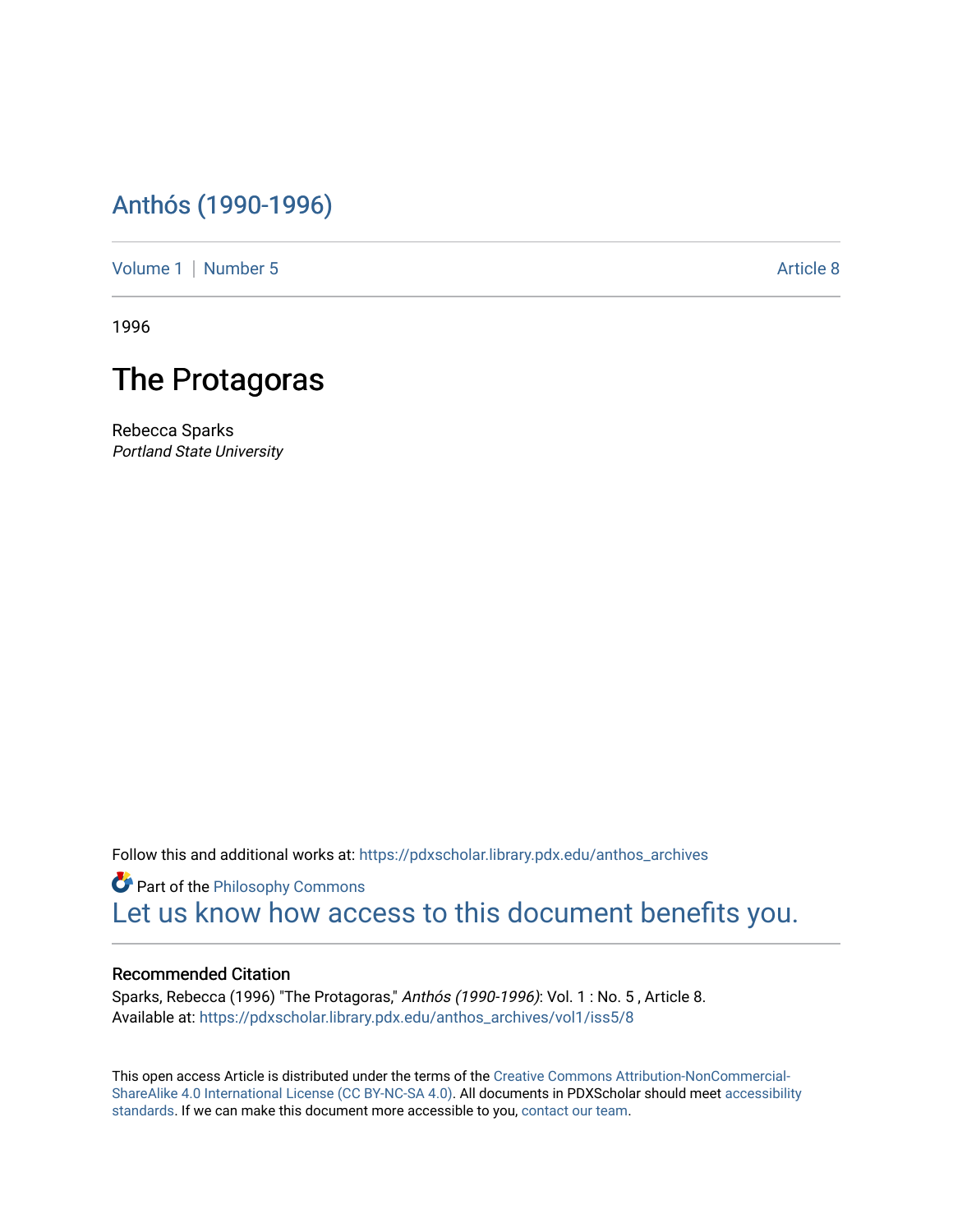# Anthós (1990-1996)

Volume 1 | Number 5 Article 8

1996

## The Protagoras

Rebecca Sparks
*Portland State University*

Follow this and additional works at: https://pdxscholar.library.pdx.edu/anthos_archives

Part of the Philosophy Commons

Let us know how access to this document benefits you.

### Recommended Citation

Sparks, Rebecca (1996) "The Protagoras," *Anthós (1990-1996)*: Vol. 1 : No. 5 , Article 8.
Available at: https://pdxscholar.library.pdx.edu/anthos_archives/vol1/iss5/8

This open access Article is distributed under the terms of the Creative Commons Attribution-NonCommercial-ShareAlike 4.0 International License (CC BY-NC-SA 4.0). All documents in PDXScholar should meet accessibility standards. If we can make this document more accessible to you, contact our team.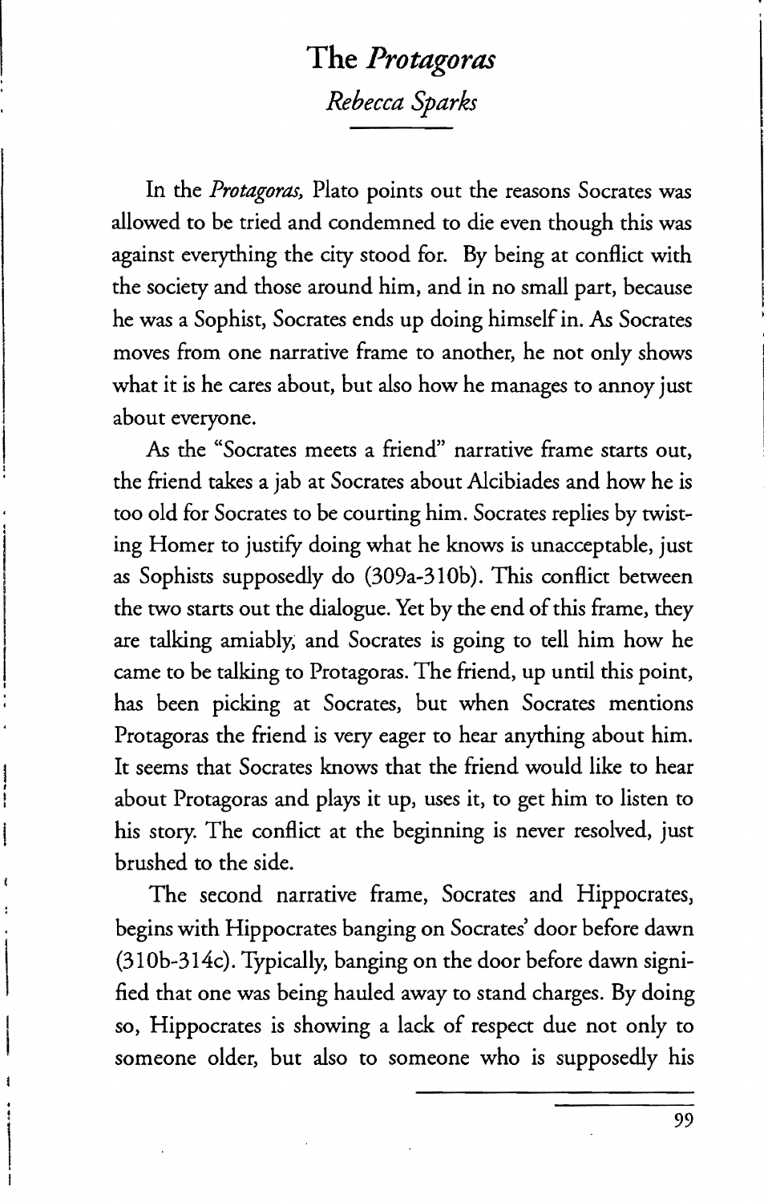# The *Protagoras*

*Rebecca Sparks*

In the *Protagoras,* Plato points out the reasons Socrates was allowed to be tried and condemned to die even though this was against everything the city stood for. By being at conflict with the society and those around him, and in no small part, because he was a Sophist, Socrates ends up doing himself in. As Socrates moves from one narrative frame to another, he not only shows what it is he cares about, but also how he manages to annoy just about everyone.

As the "Socrates meets a friend" narrative frame starts out, the friend takes a jab at Socrates about Alcibiades and how he is too old for Socrates to be courting him. Socrates replies by twisting Homer to justify doing what he knows is unacceptable, just as Sophists supposedly do (309a-310b). This conflict between the two starts out the dialogue. Yet by the end of this frame, they are talking amiably; and Socrates is going to tell him how he came to be talking to Protagoras. The friend, up until this point, has been picking at Socrates, but when Socrates mentions Protagoras the friend is very eager to hear anything about him. It seems that Socrates knows that the friend would like to hear about Protagoras and plays it up, uses it, to get him to listen to his story. The conflict at the beginning is never resolved, just brushed to the side.

The second narrative frame, Socrates and Hippocrates, begins with Hippocrates banging on Socrates' door before dawn (310b-314c). Typically, banging on the door before dawn signified that one was being hauled away to stand charges. By doing so, Hippocrates is showing a lack of respect due not only to someone older, but also to someone who is supposedly his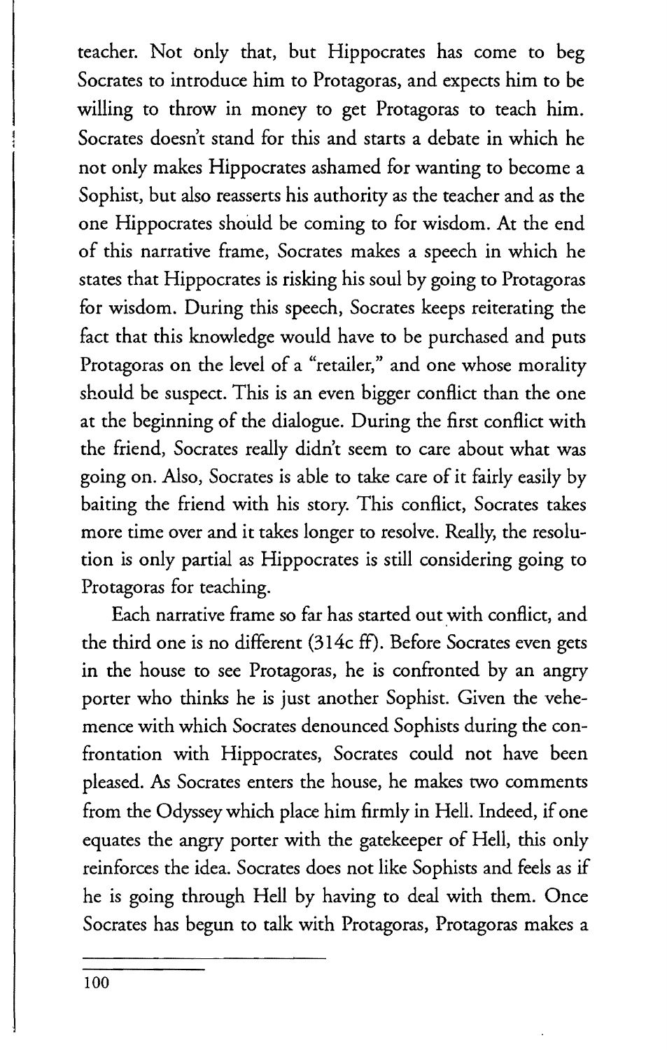teacher. Not only that, but Hippocrates has come to beg Socrates to introduce him to Protagoras, and expects him to be willing to throw in money to get Protagoras to teach him. Socrates doesn't stand for this and starts a debate in which he not only makes Hippocrates ashamed for wanting to become a Sophist, but also reasserts his authority as the teacher and as the one Hippocrates should be coming to for wisdom. At the end of this narrative frame, Socrates makes a speech in which he states that Hippocrates is risking his soul by going to Protagoras for wisdom. During this speech, Socrates keeps reiterating the fact that this knowledge would have to be purchased and puts Protagoras on the level of a "retailer," and one whose morality should be suspect. This is an even bigger conflict than the one at the beginning of the dialogue. During the first conflict with the friend, Socrates really didn't seem to care about what was going on. Also, Socrates is able to take care of it fairly easily by baiting the friend with his story. This conflict, Socrates takes more time over and it takes longer to resolve. Really, the resolution is only partial as Hippocrates is still considering going to Protagoras for teaching.

Each narrative frame so far has started out with conflict, and the third one is no different (314c ff). Before Socrates even gets in the house to see Protagoras, he is confronted by an angry porter who thinks he is just another Sophist. Given the vehemence with which Socrates denounced Sophists during the confrontation with Hippocrates, Socrates could not have been pleased. As Socrates enters the house, he makes two comments from the Odyssey which place him firmly in Hell. Indeed, if one equates the angry porter with the gatekeeper of Hell, this only reinforces the idea. Socrates does not like Sophists and feels as if he is going through Hell by having to deal with them. Once Socrates has begun to talk with Protagoras, Protagoras makes a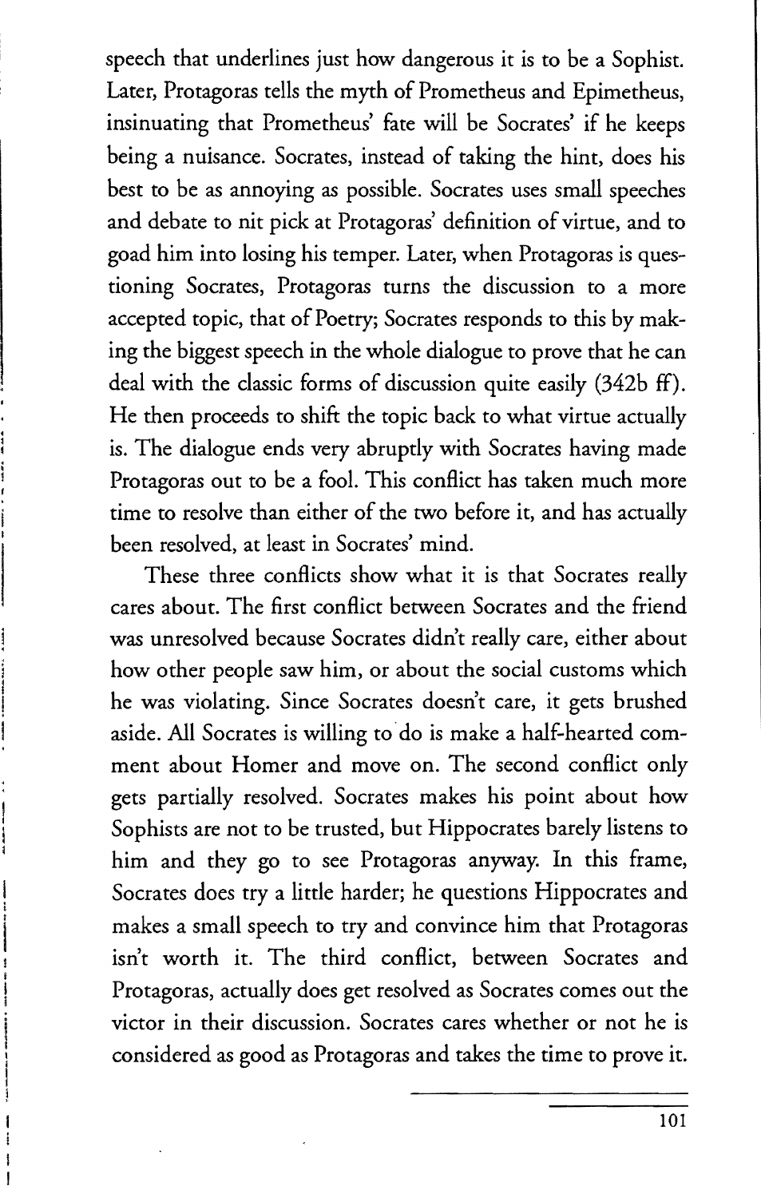speech that underlines just how dangerous it is to be a Sophist. Later, Protagoras tells the myth of Prometheus and Epimetheus, insinuating that Prometheus' fate will be Socrates' if he keeps being a nuisance. Socrates, instead of taking the hint, does his best to be as annoying as possible. Socrates uses small speeches and debate to nit pick at Protagoras' definition of virtue, and to goad him into losing his temper. Later, when Protagoras is questioning Socrates, Protagoras turns the discussion to a more accepted topic, that of Poetry; Socrates responds to this by making the biggest speech in the whole dialogue to prove that he can deal with the classic forms of discussion quite easily (342b ff). He then proceeds to shift the topic back to what virtue actually is. The dialogue ends very abruptly with Socrates having made Protagoras out to be a fool. This conflict has taken much more time to resolve than either of the two before it, and has actually been resolved, at least in Socrates' mind.

These three conflicts show what it is that Socrates really cares about. The first conflict between Socrates and the friend was unresolved because Socrates didn't really care, either about how other people saw him, or about the social customs which he was violating. Since Socrates doesn't care, it gets brushed aside. All Socrates is willing to do is make a half-hearted comment about Homer and move on. The second conflict only gets partially resolved. Socrates makes his point about how Sophists are not to be trusted, but Hippocrates barely listens to him and they go to see Protagoras anyway. In this frame, Socrates does try a little harder; he questions Hippocrates and makes a small speech to try and convince him that Protagoras isn't worth it. The third conflict, between Socrates and Protagoras, actually does get resolved as Socrates comes out the victor in their discussion. Socrates cares whether or not he is considered as good as Protagoras and takes the time to prove it.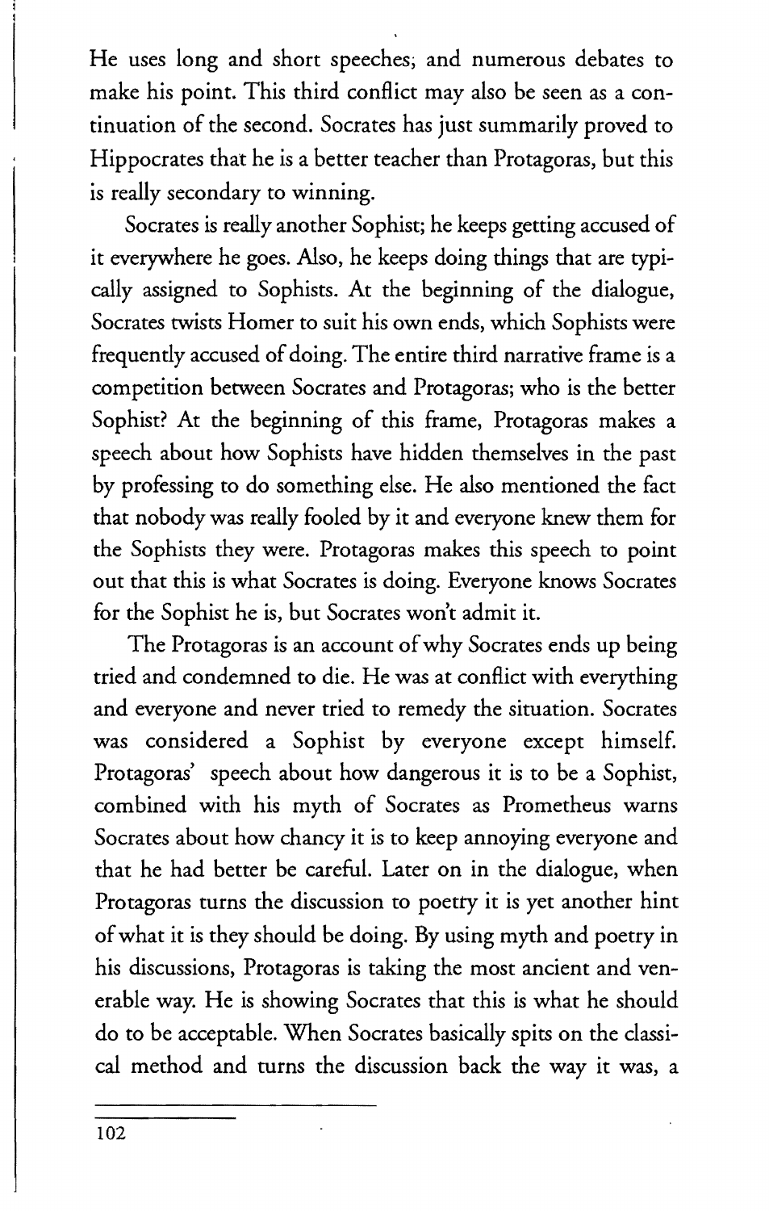He uses long and short speeches; and numerous debates to make his point. This third conflict may also be seen as a continuation of the second. Socrates has just summarily proved to Hippocrates that he is a better teacher than Protagoras, but this is really secondary to winning.

Socrates is really another Sophist; he keeps getting accused of it everywhere he goes. Also, he keeps doing things that are typically assigned to Sophists. At the beginning of the dialogue, Socrates twists Homer to suit his own ends, which Sophists were frequently accused of doing. The entire third narrative frame is a competition between Socrates and Protagoras; who is the better Sophist? At the beginning of this frame, Protagoras makes a speech about how Sophists have hidden themselves in the past by professing to do something else. He also mentioned the fact that nobody was really fooled by it and everyone knew them for the Sophists they were. Protagoras makes this speech to point out that this is what Socrates is doing. Everyone knows Socrates for the Sophist he is, but Socrates won't admit it.

The Protagoras is an account of why Socrates ends up being tried and condemned to die. He was at conflict with everything and everyone and never tried to remedy the situation. Socrates was considered a Sophist by everyone except himself. Protagoras' speech about how dangerous it is to be a Sophist, combined with his myth of Socrates as Prometheus warns Socrates about how chancy it is to keep annoying everyone and that he had better be careful. Later on in the dialogue, when Protagoras turns the discussion to poetry it is yet another hint of what it is they should be doing. By using myth and poetry in his discussions, Protagoras is taking the most ancient and venerable way. He is showing Socrates that this is what he should do to be acceptable. When Socrates basically spits on the classical method and turns the discussion back the way it was, a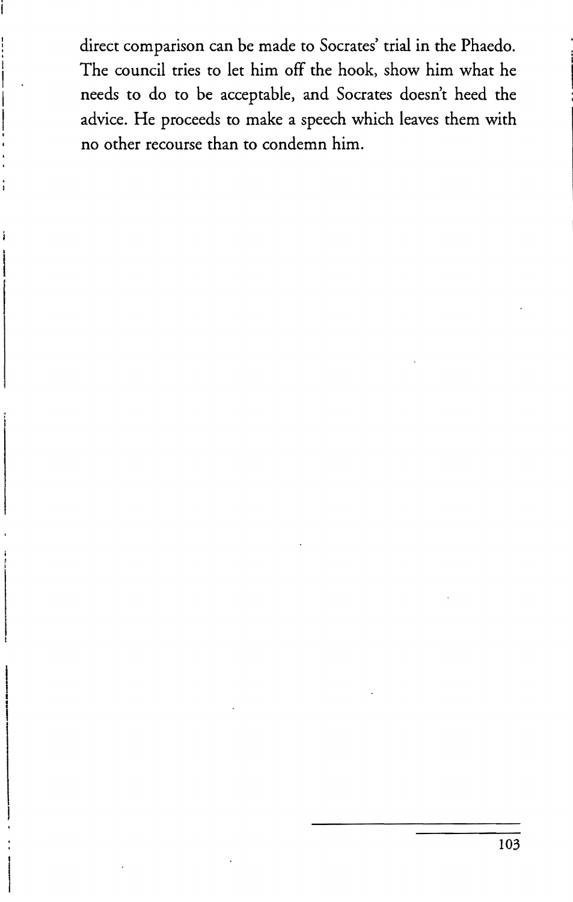direct comparison can be made to Socrates' trial in the Phaedo. The council tries to let him off the hook, show him what he needs to do to be acceptable, and Socrates doesn't heed the advice. He proceeds to make a speech which leaves them with no other recourse than to condemn him.